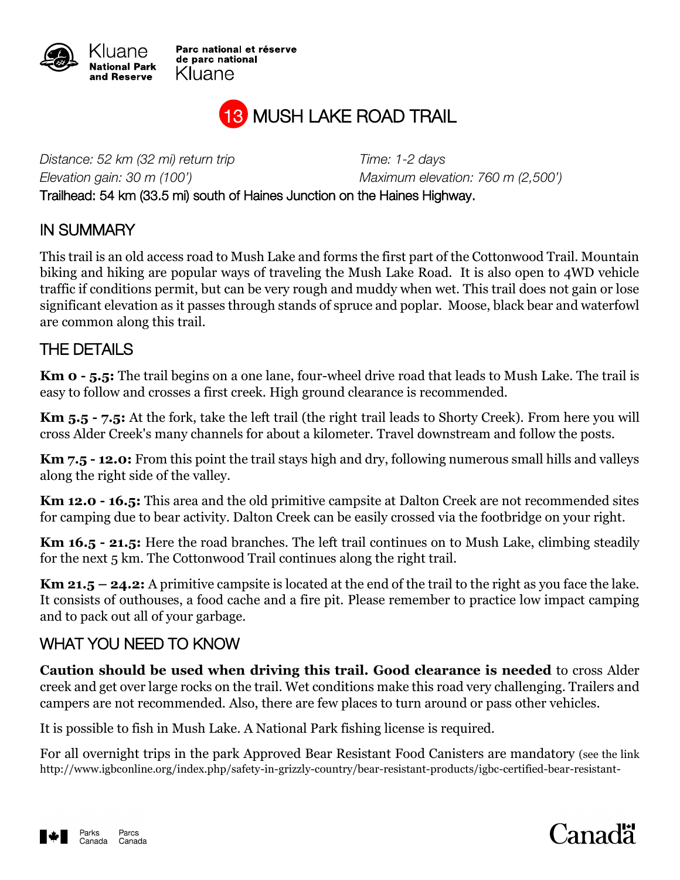Kluane National Park and Reserve

Parc national et réserve de parc national Kluane

# 13 MUSH LAKE ROAD TRAIL

*Distance: 52 km (32 mi) return trip* | *Time: 1-2 days*

*Elevation gain: 30 m (100')* | *Maximum elevation: 760 m (2,500')*

Trailhead: 54 km (33.5 mi) south of Haines Junction on the Haines Highway.

## IN SUMMARY

This trail is an old access road to Mush Lake and forms the first part of the Cottonwood Trail. Mountain biking and hiking are popular ways of traveling the Mush Lake Road. It is also open to 4WD vehicle traffic if conditions permit, but can be very rough and muddy when wet. This trail does not gain or lose significant elevation as it passes through stands of spruce and poplar. Moose, black bear and waterfowl are common along this trail.

## THE DETAILS

**Km 0 - 5.5:** The trail begins on a one lane, four-wheel drive road that leads to Mush Lake. The trail is easy to follow and crosses a first creek. High ground clearance is recommended.

**Km 5.5 - 7.5:** At the fork, take the left trail (the right trail leads to Shorty Creek). From here you will cross Alder Creek's many channels for about a kilometer. Travel downstream and follow the posts.

**Km 7.5 - 12.0:** From this point the trail stays high and dry, following numerous small hills and valleys along the right side of the valley.

**Km 12.0 - 16.5:** This area and the old primitive campsite at Dalton Creek are not recommended sites for camping due to bear activity. Dalton Creek can be easily crossed via the footbridge on your right.

**Km 16.5 - 21.5:** Here the road branches. The left trail continues on to Mush Lake, climbing steadily for the next 5 km. The Cottonwood Trail continues along the right trail.

**Km 21.5 – 24.2:** A primitive campsite is located at the end of the trail to the right as you face the lake. It consists of outhouses, a food cache and a fire pit. Please remember to practice low impact camping and to pack out all of your garbage.

## WHAT YOU NEED TO KNOW

**Caution should be used when driving this trail. Good clearance is needed** to cross Alder creek and get over large rocks on the trail. Wet conditions make this road very challenging. Trailers and campers are not recommended. Also, there are few places to turn around or pass other vehicles.

It is possible to fish in Mush Lake. A National Park fishing license is required.

For all overnight trips in the park Approved Bear Resistant Food Canisters are mandatory (see the link http://www.igbconline.org/index.php/safety-in-grizzly-country/bear-resistant-products/igbc-certified-bear-resistant-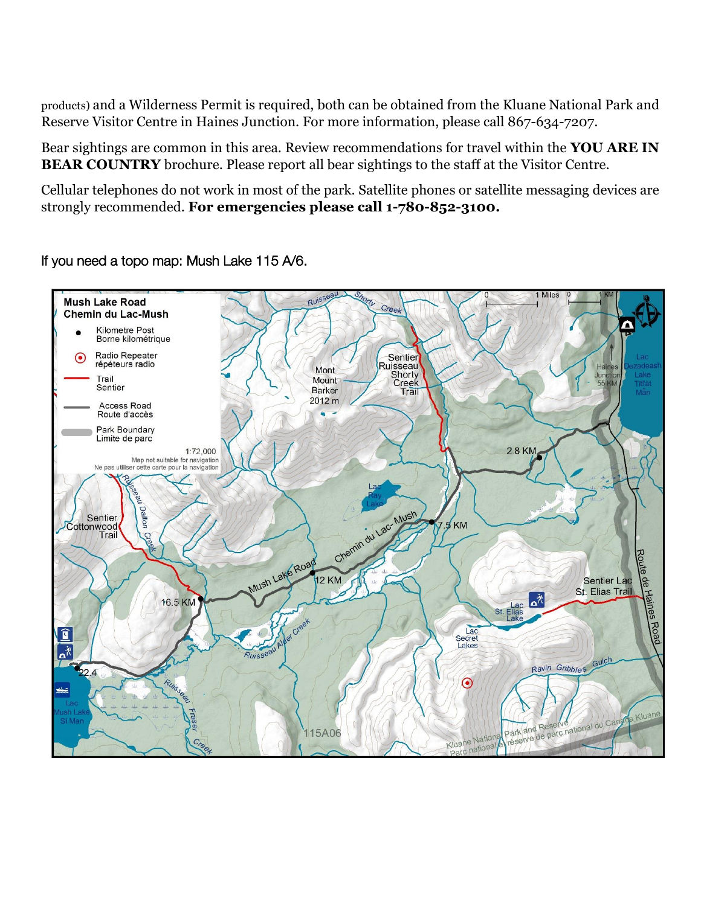products) and a Wilderness Permit is required, both can be obtained from the Kluane National Park and Reserve Visitor Centre in Haines Junction. For more information, please call 867-634-7207.

Bear sightings are common in this area. Review recommendations for travel within the **YOU ARE IN BEAR COUNTRY** brochure. Please report all bear sightings to the staff at the Visitor Centre.

Cellular telephones do not work in most of the park. Satellite phones or satellite messaging devices are strongly recommended. **For emergencies please call 1-780-852-3100.**

If you need a topo map: Mush Lake 115 A/6.

Mush Lake Road
Chemin du Lac-Mush

Kilometre Post
Borne kilométrique

Radio Repeater
répéteurs radio

Trail
Sentier

Access Road
Route d'accès

Park Boundary
Limite de parc

1:72,000
Map not suitable for navigation
Ne pas utiliser cette carte pour la navigation

0 1 Miles 0 1 KM

Ruisseau Shorty Creek

Mont Mount Barker 2012 m

Sentier Ruisseau Shorty Creek Trail

Haines Junction 55 KM

Lac Dezadeash Lake Tàt'àt Män

2.8 KM

Lac Ray Lake

7.5 KM

Chemin du Lac-Mush

Mush Lake Road

12 KM

16.5 KM

Ruisseau Dalton Creek

Sentier Cottonwood Trail

Ruisseau Alder Creek

22.4

Lac Mush Lake Sï Man

Ruisseau Fraser Creek

115A06

Sentier Lac St. Elias Trail

Lac St. Elias Lake

Lac Secret Lakes

Ravin Gribble's Gulch

Route de Haines Road

Kluane National Park and Reserve
Parc national et réserve de parc national du Canada Kluane